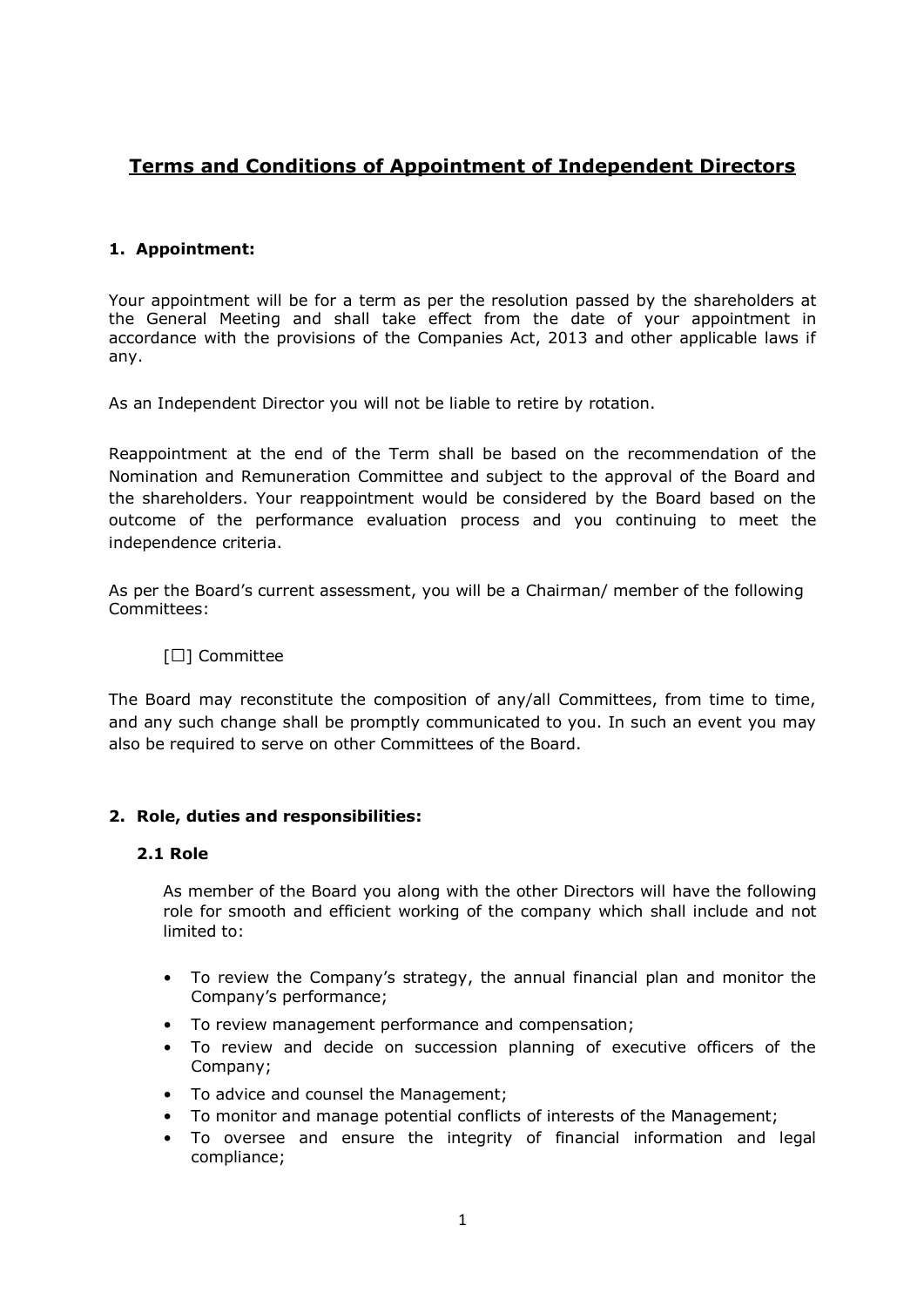# Terms and Conditions of Appointment of Independent Directors

## 1. Appointment:

Your appointment will be for a term as per the resolution passed by the shareholders at the General Meeting and shall take effect from the date of your appointment in accordance with the provisions of the Companies Act, 2013 and other applicable laws if any.

As an Independent Director you will not be liable to retire by rotation.

Reappointment at the end of the Term shall be based on the recommendation of the Nomination and Remuneration Committee and subject to the approval of the Board and the shareholders. Your reappointment would be considered by the Board based on the outcome of the performance evaluation process and you continuing to meet the independence criteria.

As per the Board's current assessment, you will be a Chairman/ member of the following Committees:

[☐] Committee

The Board may reconstitute the composition of any/all Committees, from time to time, and any such change shall be promptly communicated to you. In such an event you may also be required to serve on other Committees of the Board.

## 2. Role, duties and responsibilities:

### 2.1 Role

As member of the Board you along with the other Directors will have the following role for smooth and efficient working of the company which shall include and not limited to:

- To review the Company's strategy, the annual financial plan and monitor the Company's performance;
- To review management performance and compensation;
- To review and decide on succession planning of executive officers of the Company;
- To advice and counsel the Management;
- To monitor and manage potential conflicts of interests of the Management;
- To oversee and ensure the integrity of financial information and legal compliance;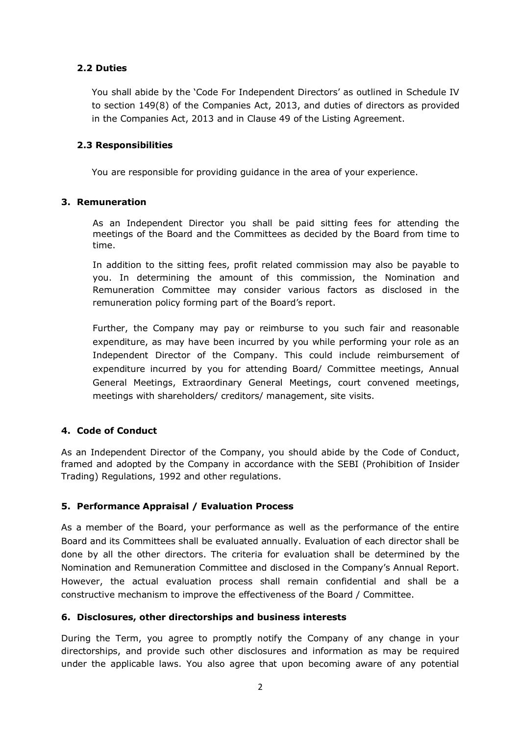### 2.2 Duties

You shall abide by the 'Code For Independent Directors' as outlined in Schedule IV to section 149(8) of the Companies Act, 2013, and duties of directors as provided in the Companies Act, 2013 and in Clause 49 of the Listing Agreement.

### 2.3 Responsibilities

You are responsible for providing guidance in the area of your experience.

## 3. Remuneration

As an Independent Director you shall be paid sitting fees for attending the meetings of the Board and the Committees as decided by the Board from time to time.

In addition to the sitting fees, profit related commission may also be payable to you. In determining the amount of this commission, the Nomination and Remuneration Committee may consider various factors as disclosed in the remuneration policy forming part of the Board's report.

Further, the Company may pay or reimburse to you such fair and reasonable expenditure, as may have been incurred by you while performing your role as an Independent Director of the Company. This could include reimbursement of expenditure incurred by you for attending Board/ Committee meetings, Annual General Meetings, Extraordinary General Meetings, court convened meetings, meetings with shareholders/ creditors/ management, site visits.

## 4. Code of Conduct

As an Independent Director of the Company, you should abide by the Code of Conduct, framed and adopted by the Company in accordance with the SEBI (Prohibition of Insider Trading) Regulations, 1992 and other regulations.

## 5. Performance Appraisal / Evaluation Process

As a member of the Board, your performance as well as the performance of the entire Board and its Committees shall be evaluated annually. Evaluation of each director shall be done by all the other directors. The criteria for evaluation shall be determined by the Nomination and Remuneration Committee and disclosed in the Company's Annual Report. However, the actual evaluation process shall remain confidential and shall be a constructive mechanism to improve the effectiveness of the Board / Committee.

## 6. Disclosures, other directorships and business interests

During the Term, you agree to promptly notify the Company of any change in your directorships, and provide such other disclosures and information as may be required under the applicable laws. You also agree that upon becoming aware of any potential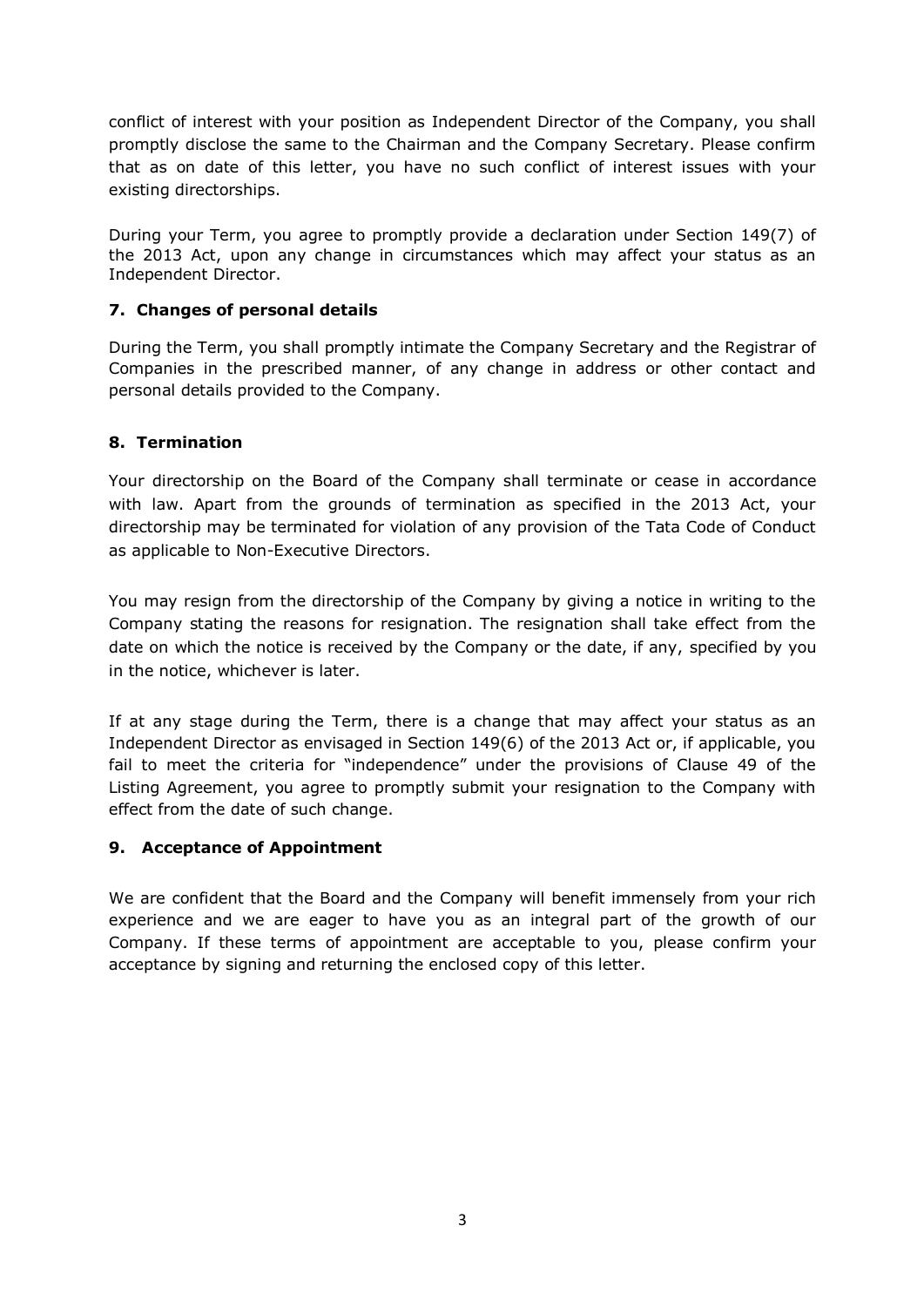conflict of interest with your position as Independent Director of the Company, you shall promptly disclose the same to the Chairman and the Company Secretary. Please confirm that as on date of this letter, you have no such conflict of interest issues with your existing directorships.

During your Term, you agree to promptly provide a declaration under Section 149(7) of the 2013 Act, upon any change in circumstances which may affect your status as an Independent Director.

### 7. Changes of personal details

During the Term, you shall promptly intimate the Company Secretary and the Registrar of Companies in the prescribed manner, of any change in address or other contact and personal details provided to the Company.

### 8. Termination

Your directorship on the Board of the Company shall terminate or cease in accordance with law. Apart from the grounds of termination as specified in the 2013 Act, your directorship may be terminated for violation of any provision of the Tata Code of Conduct as applicable to Non-Executive Directors.

You may resign from the directorship of the Company by giving a notice in writing to the Company stating the reasons for resignation. The resignation shall take effect from the date on which the notice is received by the Company or the date, if any, specified by you in the notice, whichever is later.

If at any stage during the Term, there is a change that may affect your status as an Independent Director as envisaged in Section 149(6) of the 2013 Act or, if applicable, you fail to meet the criteria for "independence" under the provisions of Clause 49 of the Listing Agreement, you agree to promptly submit your resignation to the Company with effect from the date of such change.

### 9. Acceptance of Appointment

We are confident that the Board and the Company will benefit immensely from your rich experience and we are eager to have you as an integral part of the growth of our Company. If these terms of appointment are acceptable to you, please confirm your acceptance by signing and returning the enclosed copy of this letter.